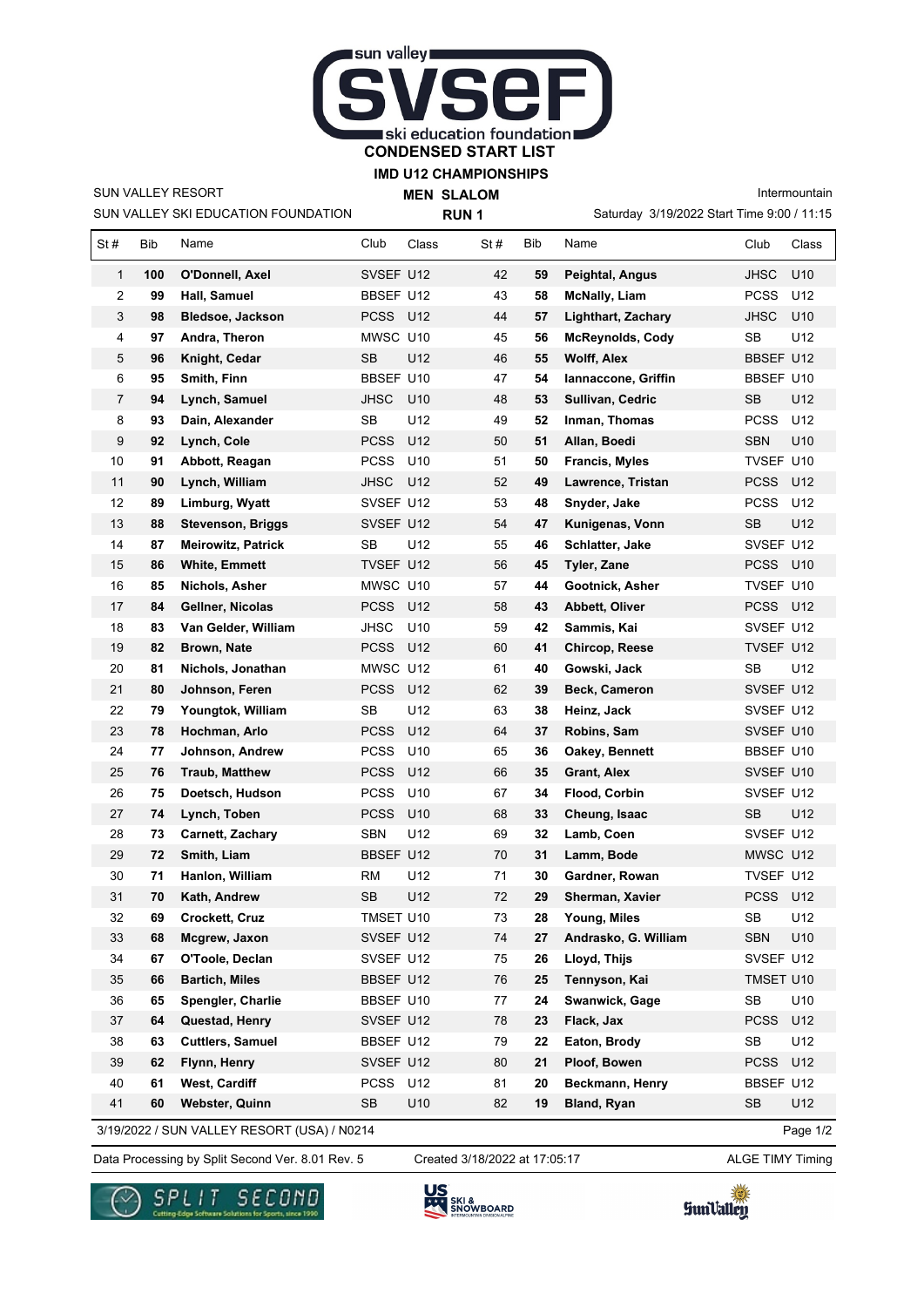# CONDENSED START LIST

## IMD U12 CHAMPIONSHIPS

SUN VALLEY RESORT

SUN VALLEY SKI EDUCATION FOUNDATION

**MEN SLALOM**

**RUN 1**

Intermountain

Saturday 3/19/2022 Start Time 9:00 / 11:15

| St # | Bib | Name | Club | Class |
|---|---|---|---|---|
| 1 | **100** | **O'Donnell, Axel** | SVSEF | U12 |
| 2 | **99** | **Hall, Samuel** | BBSEF | U12 |
| 3 | **98** | **Bledsoe, Jackson** | PCSS | U12 |
| 4 | **97** | **Andra, Theron** | MWSC | U10 |
| 5 | **96** | **Knight, Cedar** | SB | U12 |
| 6 | **95** | **Smith, Finn** | BBSEF | U10 |
| 7 | **94** | **Lynch, Samuel** | JHSC | U10 |
| 8 | **93** | **Dain, Alexander** | SB | U12 |
| 9 | **92** | **Lynch, Cole** | PCSS | U12 |
| 10 | **91** | **Abbott, Reagan** | PCSS | U10 |
| 11 | **90** | **Lynch, William** | JHSC | U12 |
| 12 | **89** | **Limburg, Wyatt** | SVSEF | U12 |
| 13 | **88** | **Stevenson, Briggs** | SVSEF | U12 |
| 14 | **87** | **Meirowitz, Patrick** | SB | U12 |
| 15 | **86** | **White, Emmett** | TVSEF | U12 |
| 16 | **85** | **Nichols, Asher** | MWSC | U10 |
| 17 | **84** | **Gellner, Nicolas** | PCSS | U12 |
| 18 | **83** | **Van Gelder, William** | JHSC | U10 |
| 19 | **82** | **Brown, Nate** | PCSS | U12 |
| 20 | **81** | **Nichols, Jonathan** | MWSC | U12 |
| 21 | **80** | **Johnson, Feren** | PCSS | U12 |
| 22 | **79** | **Youngtok, William** | SB | U12 |
| 23 | **78** | **Hochman, Arlo** | PCSS | U12 |
| 24 | **77** | **Johnson, Andrew** | PCSS | U10 |
| 25 | **76** | **Traub, Matthew** | PCSS | U12 |
| 26 | **75** | **Doetsch, Hudson** | PCSS | U10 |
| 27 | **74** | **Lynch, Toben** | PCSS | U10 |
| 28 | **73** | **Carnett, Zachary** | SBN | U12 |
| 29 | **72** | **Smith, Liam** | BBSEF | U12 |
| 30 | **71** | **Hanlon, William** | RM | U12 |
| 31 | **70** | **Kath, Andrew** | SB | U12 |
| 32 | **69** | **Crockett, Cruz** | TMSET | U10 |
| 33 | **68** | **Mcgrew, Jaxon** | SVSEF | U12 |
| 34 | **67** | **O'Toole, Declan** | SVSEF | U12 |
| 35 | **66** | **Bartich, Miles** | BBSEF | U12 |
| 36 | **65** | **Spengler, Charlie** | BBSEF | U10 |
| 37 | **64** | **Questad, Henry** | SVSEF | U12 |
| 38 | **63** | **Cuttlers, Samuel** | BBSEF | U12 |
| 39 | **62** | **Flynn, Henry** | SVSEF | U12 |
| 40 | **61** | **West, Cardiff** | PCSS | U12 |
| 41 | **60** | **Webster, Quinn** | SB | U10 |
| 42 | **59** | **Peightal, Angus** | JHSC | U10 |
| 43 | **58** | **McNally, Liam** | PCSS | U12 |
| 44 | **57** | **Lighthart, Zachary** | JHSC | U10 |
| 45 | **56** | **McReynolds, Cody** | SB | U12 |
| 46 | **55** | **Wolff, Alex** | BBSEF | U12 |
| 47 | **54** | **Iannaccone, Griffin** | BBSEF | U10 |
| 48 | **53** | **Sullivan, Cedric** | SB | U12 |
| 49 | **52** | **Inman, Thomas** | PCSS | U12 |
| 50 | **51** | **Allan, Boedi** | SBN | U10 |
| 51 | **50** | **Francis, Myles** | TVSEF | U10 |
| 52 | **49** | **Lawrence, Tristan** | PCSS | U12 |
| 53 | **48** | **Snyder, Jake** | PCSS | U12 |
| 54 | **47** | **Kunigenas, Vonn** | SB | U12 |
| 55 | **46** | **Schlatter, Jake** | SVSEF | U12 |
| 56 | **45** | **Tyler, Zane** | PCSS | U10 |
| 57 | **44** | **Gootnick, Asher** | TVSEF | U10 |
| 58 | **43** | **Abbett, Oliver** | PCSS | U12 |
| 59 | **42** | **Sammis, Kai** | SVSEF | U12 |
| 60 | **41** | **Chircop, Reese** | TVSEF | U12 |
| 61 | **40** | **Gowski, Jack** | SB | U12 |
| 62 | **39** | **Beck, Cameron** | SVSEF | U12 |
| 63 | **38** | **Heinz, Jack** | SVSEF | U12 |
| 64 | **37** | **Robins, Sam** | SVSEF | U10 |
| 65 | **36** | **Oakey, Bennett** | BBSEF | U10 |
| 66 | **35** | **Grant, Alex** | SVSEF | U10 |
| 67 | **34** | **Flood, Corbin** | SVSEF | U12 |
| 68 | **33** | **Cheung, Isaac** | SB | U12 |
| 69 | **32** | **Lamb, Coen** | SVSEF | U12 |
| 70 | **31** | **Lamm, Bode** | MWSC | U12 |
| 71 | **30** | **Gardner, Rowan** | TVSEF | U12 |
| 72 | **29** | **Sherman, Xavier** | PCSS | U12 |
| 73 | **28** | **Young, Miles** | SB | U12 |
| 74 | **27** | **Andrasko, G. William** | SBN | U10 |
| 75 | **26** | **Lloyd, Thijs** | SVSEF | U12 |
| 76 | **25** | **Tennyson, Kai** | TMSET | U10 |
| 77 | **24** | **Swanwick, Gage** | SB | U10 |
| 78 | **23** | **Flack, Jax** | PCSS | U12 |
| 79 | **22** | **Eaton, Brody** | SB | U12 |
| 80 | **21** | **Ploof, Bowen** | PCSS | U12 |
| 81 | **20** | **Beckmann, Henry** | BBSEF | U12 |
| 82 | **19** | **Bland, Ryan** | SB | U12 |

3/19/2022 / SUN VALLEY RESORT (USA) / N0214

Data Processing by Split Second Ver. 8.01 Rev. 5 — Created 3/18/2022 at 17:05:17 — ALGE TIMY Timing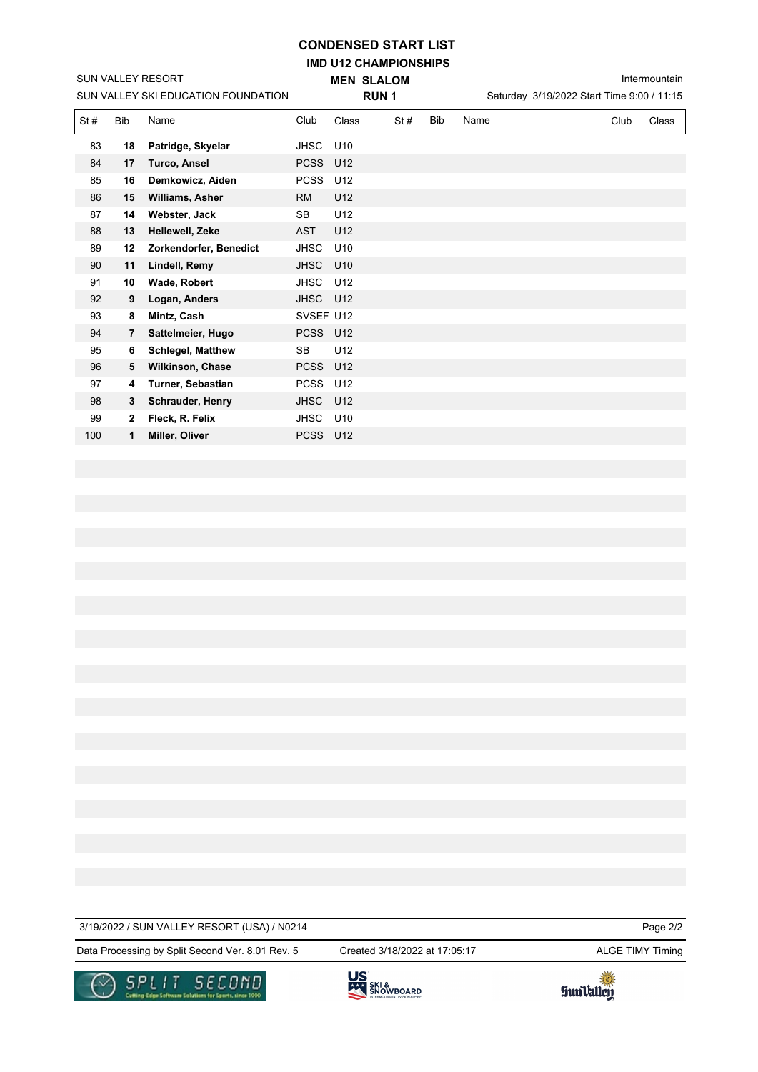# CONDENSED START LIST

## IMD U12 CHAMPIONSHIPS

SUN VALLEY RESORT

SUN VALLEY SKI EDUCATION FOUNDATION

**MEN SLALOM**

**RUN 1**

Intermountain

Saturday 3/19/2022 Start Time 9:00 / 11:15

| St # | Bib | Name | Club | Class |
|---|---|---|---|---|
| 83 | **18** | **Patridge, Skyelar** | JHSC | U10 |
| 84 | **17** | **Turco, Ansel** | PCSS | U12 |
| 85 | **16** | **Demkowicz, Aiden** | PCSS | U12 |
| 86 | **15** | **Williams, Asher** | RM | U12 |
| 87 | **14** | **Webster, Jack** | SB | U12 |
| 88 | **13** | **Hellewell, Zeke** | AST | U12 |
| 89 | **12** | **Zorkendorfer, Benedict** | JHSC | U10 |
| 90 | **11** | **Lindell, Remy** | JHSC | U10 |
| 91 | **10** | **Wade, Robert** | JHSC | U12 |
| 92 | **9** | **Logan, Anders** | JHSC | U12 |
| 93 | **8** | **Mintz, Cash** | SVSEF | U12 |
| 94 | **7** | **Sattelmeier, Hugo** | PCSS | U12 |
| 95 | **6** | **Schlegel, Matthew** | SB | U12 |
| 96 | **5** | **Wilkinson, Chase** | PCSS | U12 |
| 97 | **4** | **Turner, Sebastian** | PCSS | U12 |
| 98 | **3** | **Schrauder, Henry** | JHSC | U12 |
| 99 | **2** | **Fleck, R. Felix** | JHSC | U10 |
| 100 | **1** | **Miller, Oliver** | PCSS | U12 |

3/19/2022 / SUN VALLEY RESORT (USA) / N0214

Data Processing by Split Second Ver. 8.01 Rev. 5 — Created 3/18/2022 at 17:05:17 — ALGE TIMY Timing